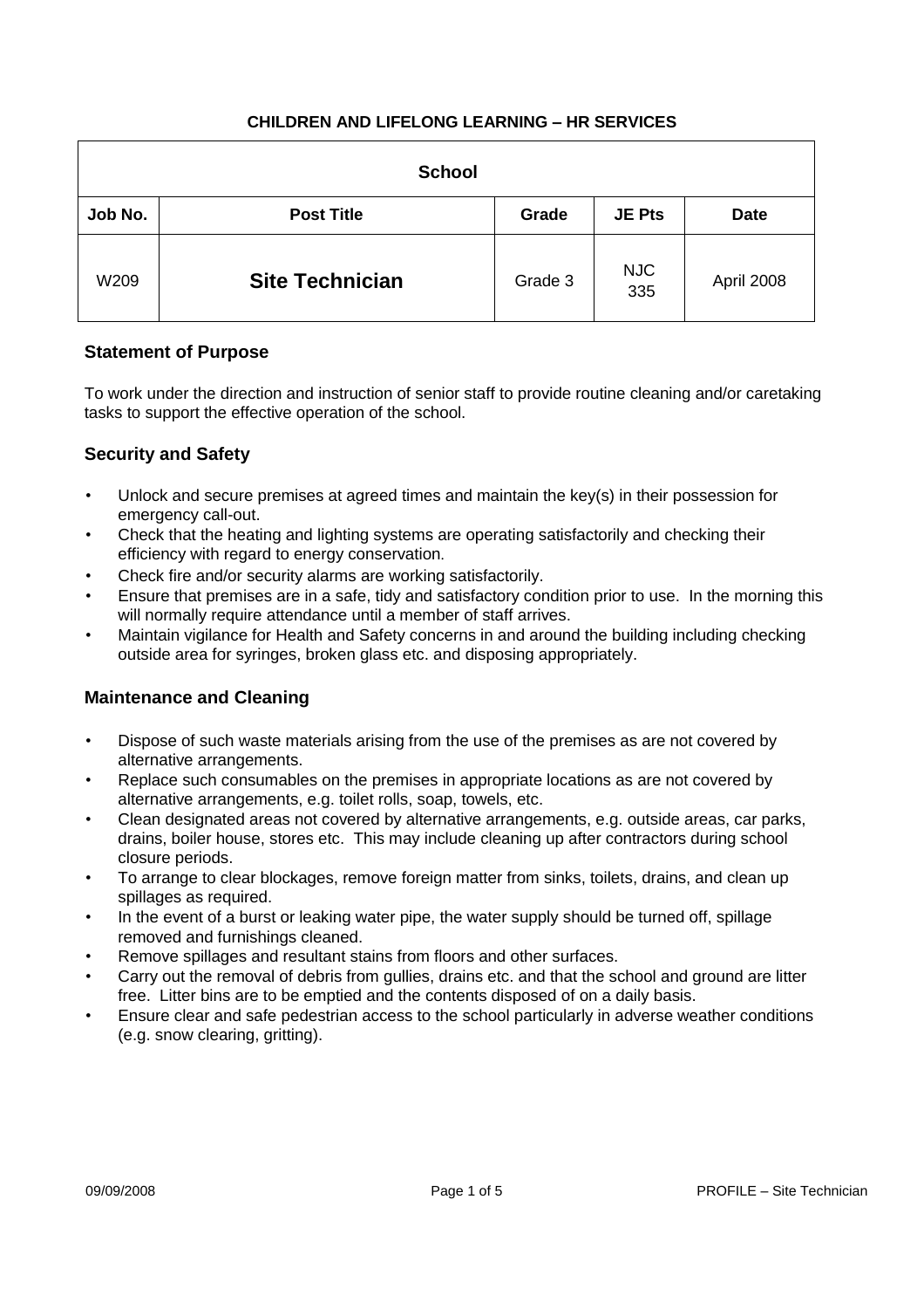**CHILDREN AND LIFELONG LEARNING – HR SERVICES**

| School | | | | |
|---|---|---|---|---|
| **Job No.** | **Post Title** | **Grade** | **JE Pts** | **Date** |
| W209 | **Site Technician** | Grade 3 | NJC 335 | April 2008 |

## Statement of Purpose

To work under the direction and instruction of senior staff to provide routine cleaning and/or caretaking tasks to support the effective operation of the school.

## Security and Safety

- Unlock and secure premises at agreed times and maintain the key(s) in their possession for emergency call-out.
- Check that the heating and lighting systems are operating satisfactorily and checking their efficiency with regard to energy conservation.
- Check fire and/or security alarms are working satisfactorily.
- Ensure that premises are in a safe, tidy and satisfactory condition prior to use. In the morning this will normally require attendance until a member of staff arrives.
- Maintain vigilance for Health and Safety concerns in and around the building including checking outside area for syringes, broken glass etc. and disposing appropriately.

## Maintenance and Cleaning

- Dispose of such waste materials arising from the use of the premises as are not covered by alternative arrangements.
- Replace such consumables on the premises in appropriate locations as are not covered by alternative arrangements, e.g. toilet rolls, soap, towels, etc.
- Clean designated areas not covered by alternative arrangements, e.g. outside areas, car parks, drains, boiler house, stores etc. This may include cleaning up after contractors during school closure periods.
- To arrange to clear blockages, remove foreign matter from sinks, toilets, drains, and clean up spillages as required.
- In the event of a burst or leaking water pipe, the water supply should be turned off, spillage removed and furnishings cleaned.
- Remove spillages and resultant stains from floors and other surfaces.
- Carry out the removal of debris from gullies, drains etc. and that the school and ground are litter free. Litter bins are to be emptied and the contents disposed of on a daily basis.
- Ensure clear and safe pedestrian access to the school particularly in adverse weather conditions (e.g. snow clearing, gritting).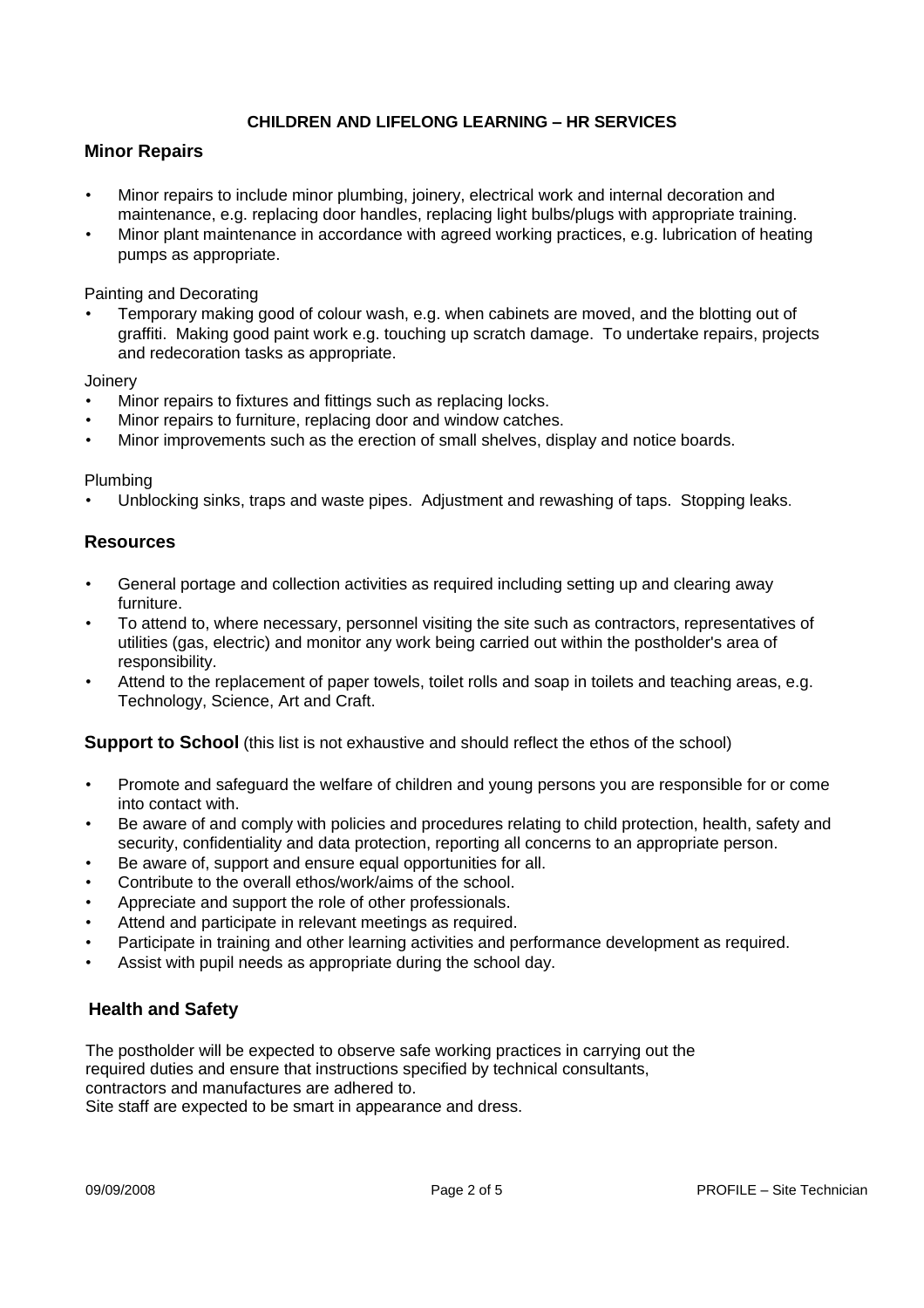**CHILDREN AND LIFELONG LEARNING – HR SERVICES**

## Minor Repairs

- Minor repairs to include minor plumbing, joinery, electrical work and internal decoration and maintenance, e.g. replacing door handles, replacing light bulbs/plugs with appropriate training.
- Minor plant maintenance in accordance with agreed working practices, e.g. lubrication of heating pumps as appropriate.

Painting and Decorating

- Temporary making good of colour wash, e.g. when cabinets are moved, and the blotting out of graffiti. Making good paint work e.g. touching up scratch damage. To undertake repairs, projects and redecoration tasks as appropriate.

Joinery

- Minor repairs to fixtures and fittings such as replacing locks.
- Minor repairs to furniture, replacing door and window catches.
- Minor improvements such as the erection of small shelves, display and notice boards.

Plumbing

- Unblocking sinks, traps and waste pipes. Adjustment and rewashing of taps. Stopping leaks.

## Resources

- General portage and collection activities as required including setting up and clearing away furniture.
- To attend to, where necessary, personnel visiting the site such as contractors, representatives of utilities (gas, electric) and monitor any work being carried out within the postholder's area of responsibility.
- Attend to the replacement of paper towels, toilet rolls and soap in toilets and teaching areas, e.g. Technology, Science, Art and Craft.

**Support to School** (this list is not exhaustive and should reflect the ethos of the school)

- Promote and safeguard the welfare of children and young persons you are responsible for or come into contact with.
- Be aware of and comply with policies and procedures relating to child protection, health, safety and security, confidentiality and data protection, reporting all concerns to an appropriate person.
- Be aware of, support and ensure equal opportunities for all.
- Contribute to the overall ethos/work/aims of the school.
- Appreciate and support the role of other professionals.
- Attend and participate in relevant meetings as required.
- Participate in training and other learning activities and performance development as required.
- Assist with pupil needs as appropriate during the school day.

## Health and Safety

The postholder will be expected to observe safe working practices in carrying out the required duties and ensure that instructions specified by technical consultants, contractors and manufactures are adhered to.
Site staff are expected to be smart in appearance and dress.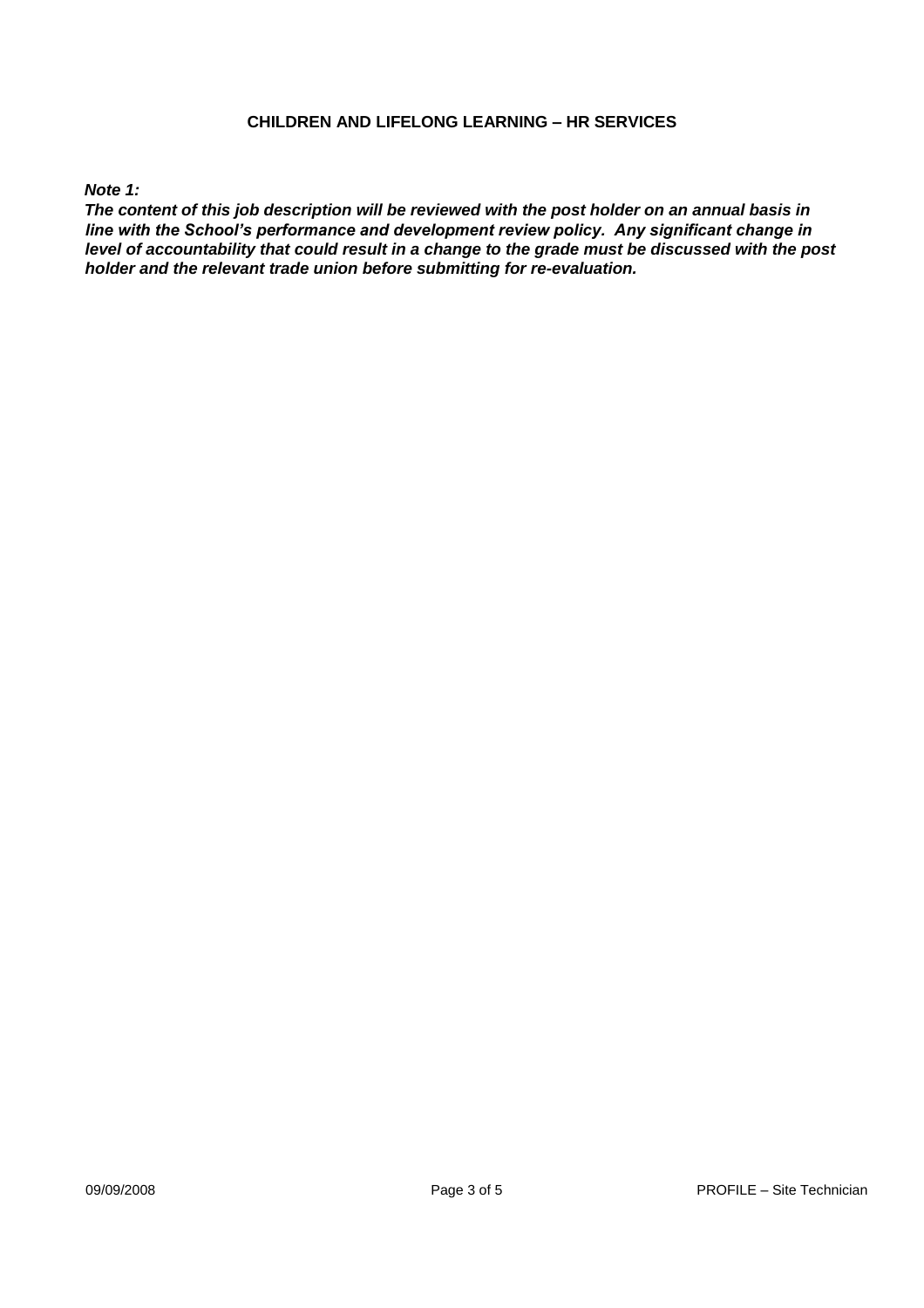**CHILDREN AND LIFELONG LEARNING – HR SERVICES**

***Note 1:***

***The content of this job description will be reviewed with the post holder on an annual basis in line with the School's performance and development review policy. Any significant change in level of accountability that could result in a change to the grade must be discussed with the post holder and the relevant trade union before submitting for re-evaluation.***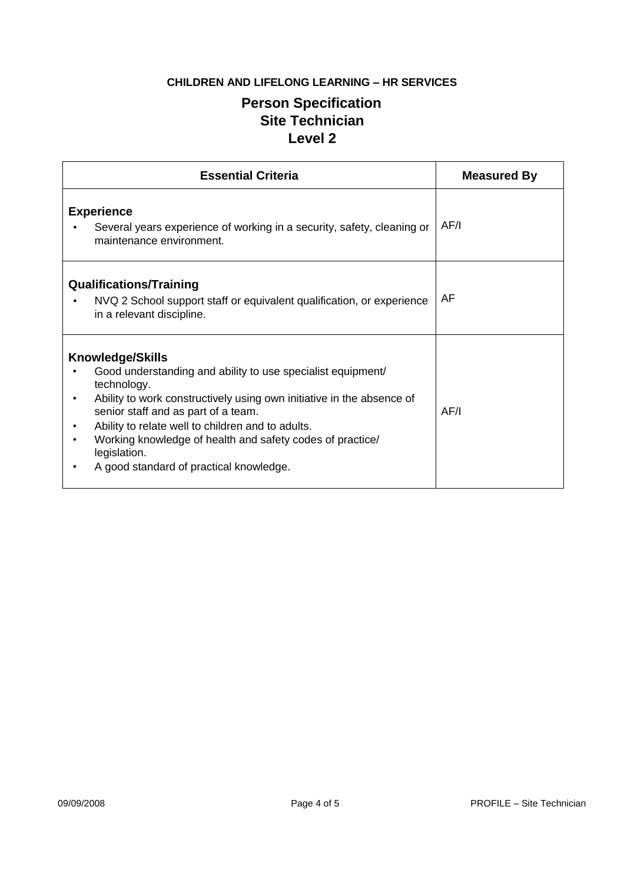**CHILDREN AND LIFELONG LEARNING – HR SERVICES**

# Person Specification
## Site Technician
## Level 2

| Essential Criteria | Measured By |
|---|---|
| **Experience**<br>• Several years experience of working in a security, safety, cleaning or maintenance environment. | AF/I |
| **Qualifications/Training**<br>• NVQ 2 School support staff or equivalent qualification, or experience in a relevant discipline. | AF |
| **Knowledge/Skills**<br>• Good understanding and ability to use specialist equipment/ technology.<br>• Ability to work constructively using own initiative in the absence of senior staff and as part of a team.<br>• Ability to relate well to children and to adults.<br>• Working knowledge of health and safety codes of practice/ legislation.<br>• A good standard of practical knowledge. | AF/I |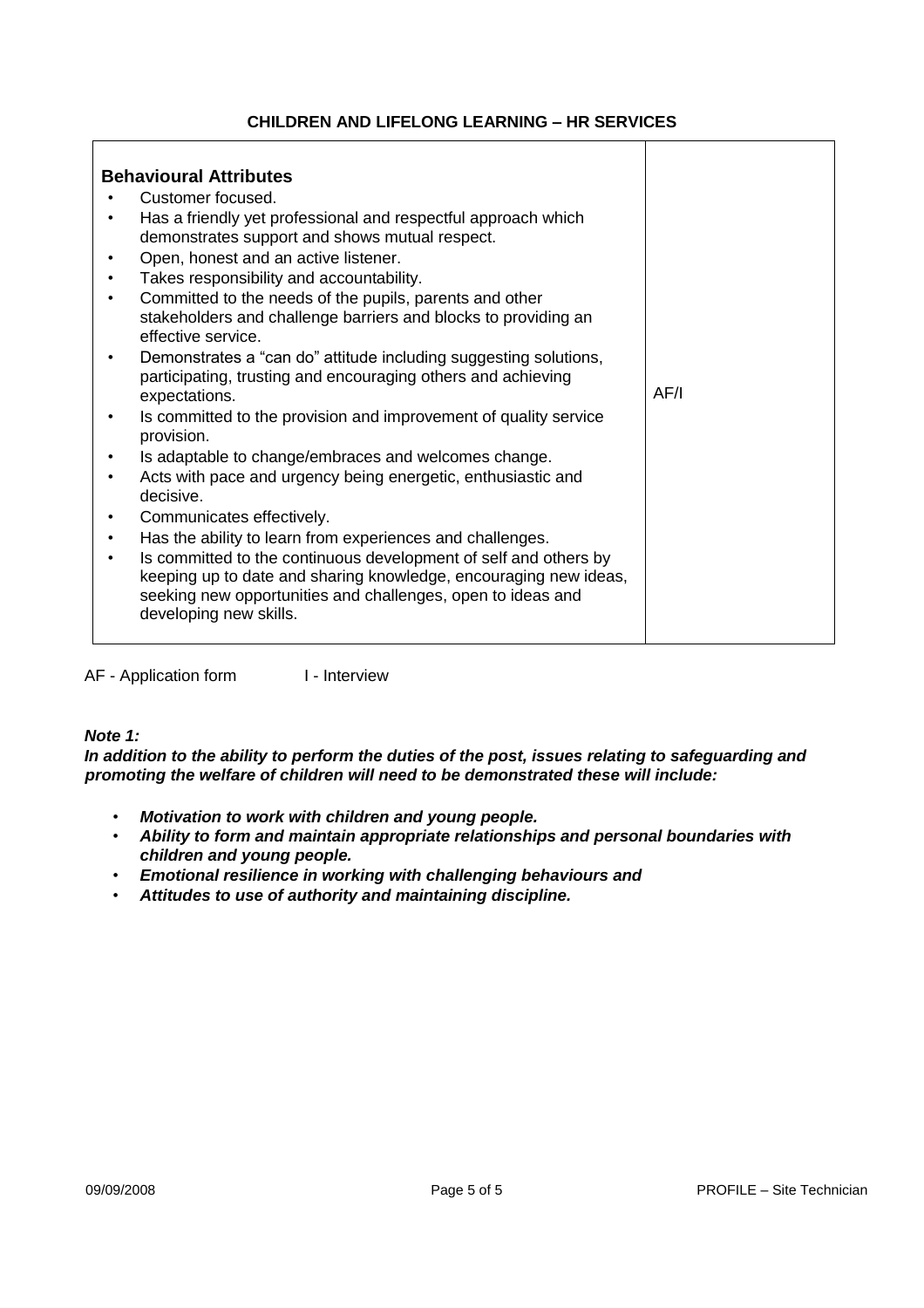## CHILDREN AND LIFELONG LEARNING – HR SERVICES

| | |
|---|---|
| **Behavioural Attributes**<br>• Customer focused.<br>• Has a friendly yet professional and respectful approach which demonstrates support and shows mutual respect.<br>• Open, honest and an active listener.<br>• Takes responsibility and accountability.<br>• Committed to the needs of the pupils, parents and other stakeholders and challenge barriers and blocks to providing an effective service.<br>• Demonstrates a "can do" attitude including suggesting solutions, participating, trusting and encouraging others and achieving expectations.<br>• Is committed to the provision and improvement of quality service provision.<br>• Is adaptable to change/embraces and welcomes change.<br>• Acts with pace and urgency being energetic, enthusiastic and decisive.<br>• Communicates effectively.<br>• Has the ability to learn from experiences and challenges.<br>• Is committed to the continuous development of self and others by keeping up to date and sharing knowledge, encouraging new ideas, seeking new opportunities and challenges, open to ideas and developing new skills. | AF/I |

AF - Application form I - Interview

***Note 1:***

***In addition to the ability to perform the duties of the post, issues relating to safeguarding and promoting the welfare of children will need to be demonstrated these will include:***

- ***Motivation to work with children and young people.***
- ***Ability to form and maintain appropriate relationships and personal boundaries with children and young people.***
- ***Emotional resilience in working with challenging behaviours and***
- ***Attitudes to use of authority and maintaining discipline.***